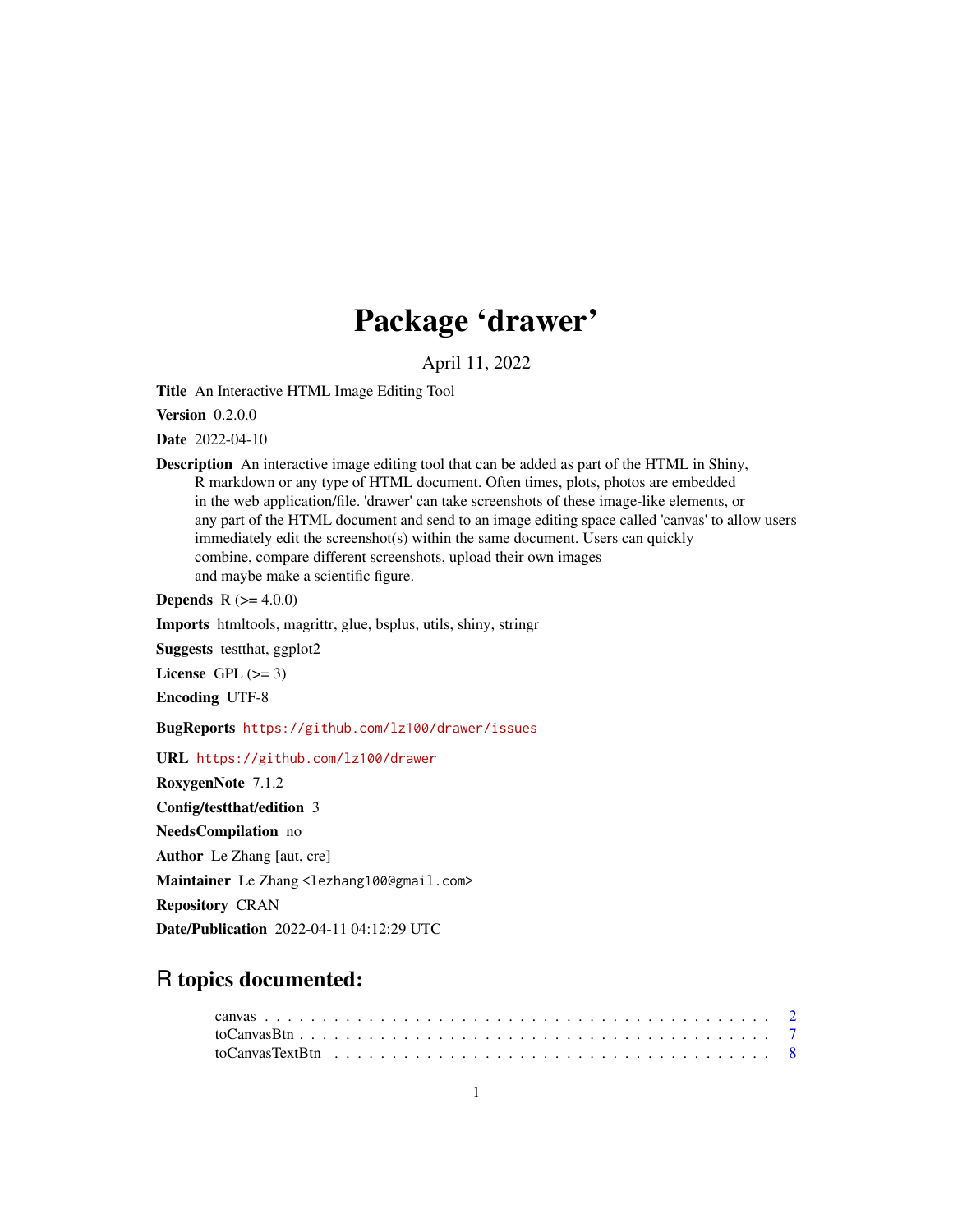# Package 'drawer'

April 11, 2022

**Title** An Interactive HTML Image Editing Tool

**Version** 0.2.0.0

**Date** 2022-04-10

**Description** An interactive image editing tool that can be added as part of the HTML in Shiny, R markdown or any type of HTML document. Often times, plots, photos are embedded in the web application/file. 'drawer' can take screenshots of these image-like elements, or any part of the HTML document and send to an image editing space called 'canvas' to allow users immediately edit the screenshot(s) within the same document. Users can quickly combine, compare different screenshots, upload their own images and maybe make a scientific figure.

**Depends** R (>= 4.0.0)

**Imports** htmltools, magrittr, glue, bsplus, utils, shiny, stringr

**Suggests** testthat, ggplot2

**License** GPL (>= 3)

**Encoding** UTF-8

**BugReports** https://github.com/lz100/drawer/issues

**URL** https://github.com/lz100/drawer

**RoxygenNote** 7.1.2

**Config/testthat/edition** 3

**NeedsCompilation** no

**Author** Le Zhang [aut, cre]

**Maintainer** Le Zhang <lezhang100@gmail.com>

**Repository** CRAN

**Date/Publication** 2022-04-11 04:12:29 UTC

## R topics documented:

canvas . . . . . . . . . . . . . . . . . . . . . . . . . . . . . . . . . . . . . . . . . . 2
toCanvasBtn . . . . . . . . . . . . . . . . . . . . . . . . . . . . . . . . . . . . . . . 7
toCanvasTextBtn . . . . . . . . . . . . . . . . . . . . . . . . . . . . . . . . . . . . 8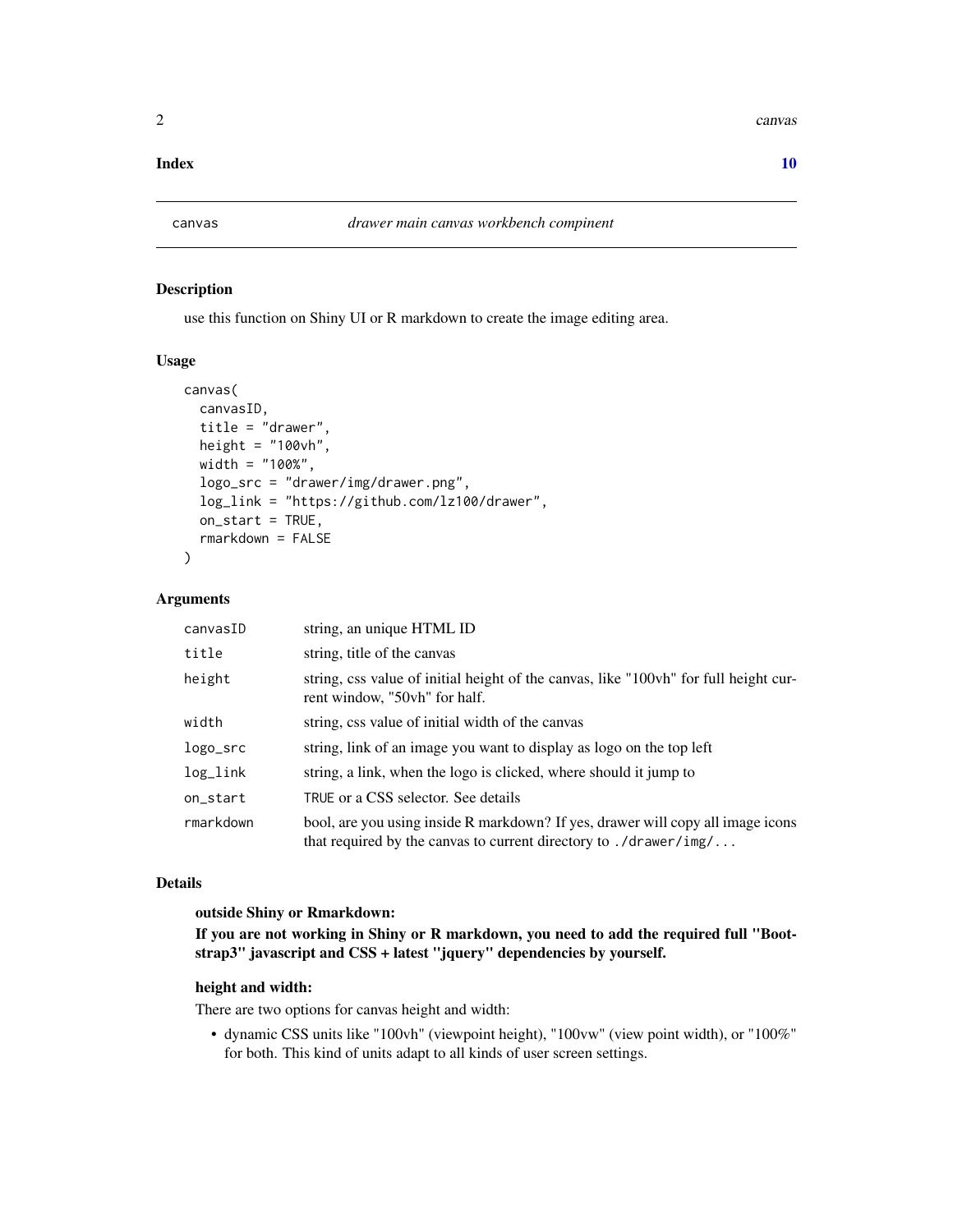**Index** 10

---

canvas *drawer main canvas workbench compinent*

---

## Description

use this function on Shiny UI or R markdown to create the image editing area.

## Usage

```
canvas(
  canvasID,
  title = "drawer",
  height = "100vh",
  width = "100%",
  logo_src = "drawer/img/drawer.png",
  log_link = "https://github.com/lz100/drawer",
  on_start = TRUE,
  rmarkdown = FALSE
)
```

## Arguments

| | |
|---|---|
| `canvasID` | string, an unique HTML ID |
| `title` | string, title of the canvas |
| `height` | string, css value of initial height of the canvas, like "100vh" for full height current window, "50vh" for half. |
| `width` | string, css value of initial width of the canvas |
| `logo_src` | string, link of an image you want to display as logo on the top left |
| `log_link` | string, a link, when the logo is clicked, where should it jump to |
| `on_start` | `TRUE` or a CSS selector. See details |
| `rmarkdown` | bool, are you using inside R markdown? If yes, drawer will copy all image icons that required by the canvas to current directory to `./drawer/img/...` |

## Details

### outside Shiny or Rmarkdown:

**If you are not working in Shiny or R markdown, you need to add the required full "Bootstrap3" javascript and CSS + latest "jquery" dependencies by yourself.**

### height and width:

There are two options for canvas height and width:

- dynamic CSS units like "100vh" (viewpoint height), "100vw" (view point width), or "100%" for both. This kind of units adapt to all kinds of user screen settings.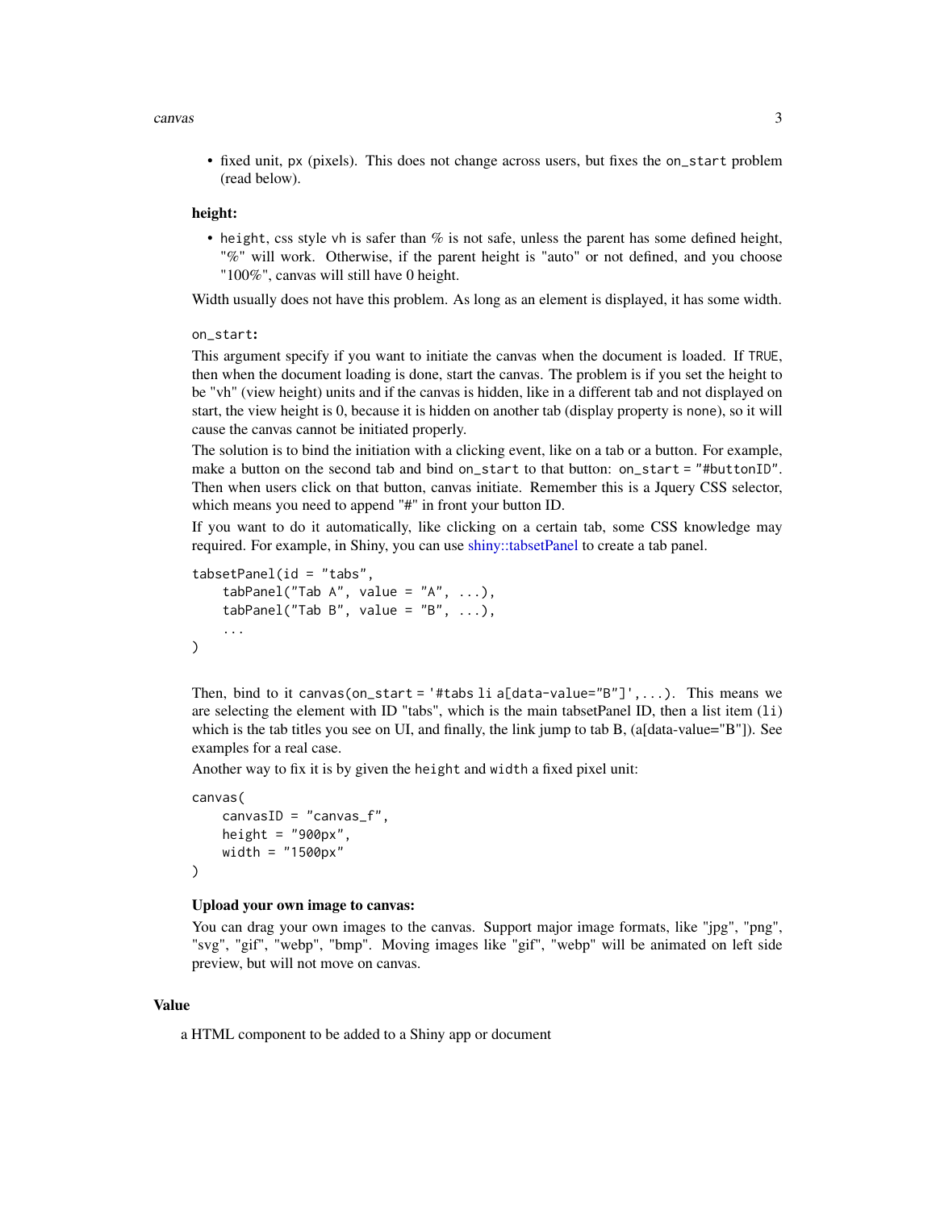- fixed unit, `px` (pixels). This does not change across users, but fixes the `on_start` problem (read below).

**height:**

- `height`, css style `vh` is safer than % is not safe, unless the parent has some defined height, "%" will work. Otherwise, if the parent height is "auto" or not defined, and you choose "100%", canvas will still have 0 height.

Width usually does not have this problem. As long as an element is displayed, it has some width.

**`on_start`:**

This argument specify if you want to initiate the canvas when the document is loaded. If `TRUE`, then when the document loading is done, start the canvas. The problem is if you set the height to be "vh" (view height) units and if the canvas is hidden, like in a different tab and not displayed on start, the view height is 0, because it is hidden on another tab (display property is `none`), so it will cause the canvas cannot be initiated properly.

The solution is to bind the initiation with a clicking event, like on a tab or a button. For example, make a button on the second tab and bind `on_start` to that button: `on_start = "#buttonID"`. Then when users click on that button, canvas initiate. Remember this is a Jquery CSS selector, which means you need to append "#" in front your button ID.

If you want to do it automatically, like clicking on a certain tab, some CSS knowledge may required. For example, in Shiny, you can use shiny::tabsetPanel to create a tab panel.

```
tabsetPanel(id = "tabs",
    tabPanel("Tab A", value = "A", ...),
    tabPanel("Tab B", value = "B", ...),
    ...
)
```

Then, bind to it `canvas(on_start = '#tabs li a[data-value="B"]',...)`. This means we are selecting the element with ID "tabs", which is the main tabsetPanel ID, then a list item (`li`) which is the tab titles you see on UI, and finally, the link jump to tab B, (a[data-value="B"]). See examples for a real case.

Another way to fix it is by given the `height` and `width` a fixed pixel unit:

```
canvas(
    canvasID = "canvas_f",
    height = "900px",
    width = "1500px"
)
```

**Upload your own image to canvas:**

You can drag your own images to the canvas. Support major image formats, like "jpg", "png", "svg", "gif", "webp", "bmp". Moving images like "gif", "webp" will be animated on left side preview, but will not move on canvas.

## Value

a HTML component to be added to a Shiny app or document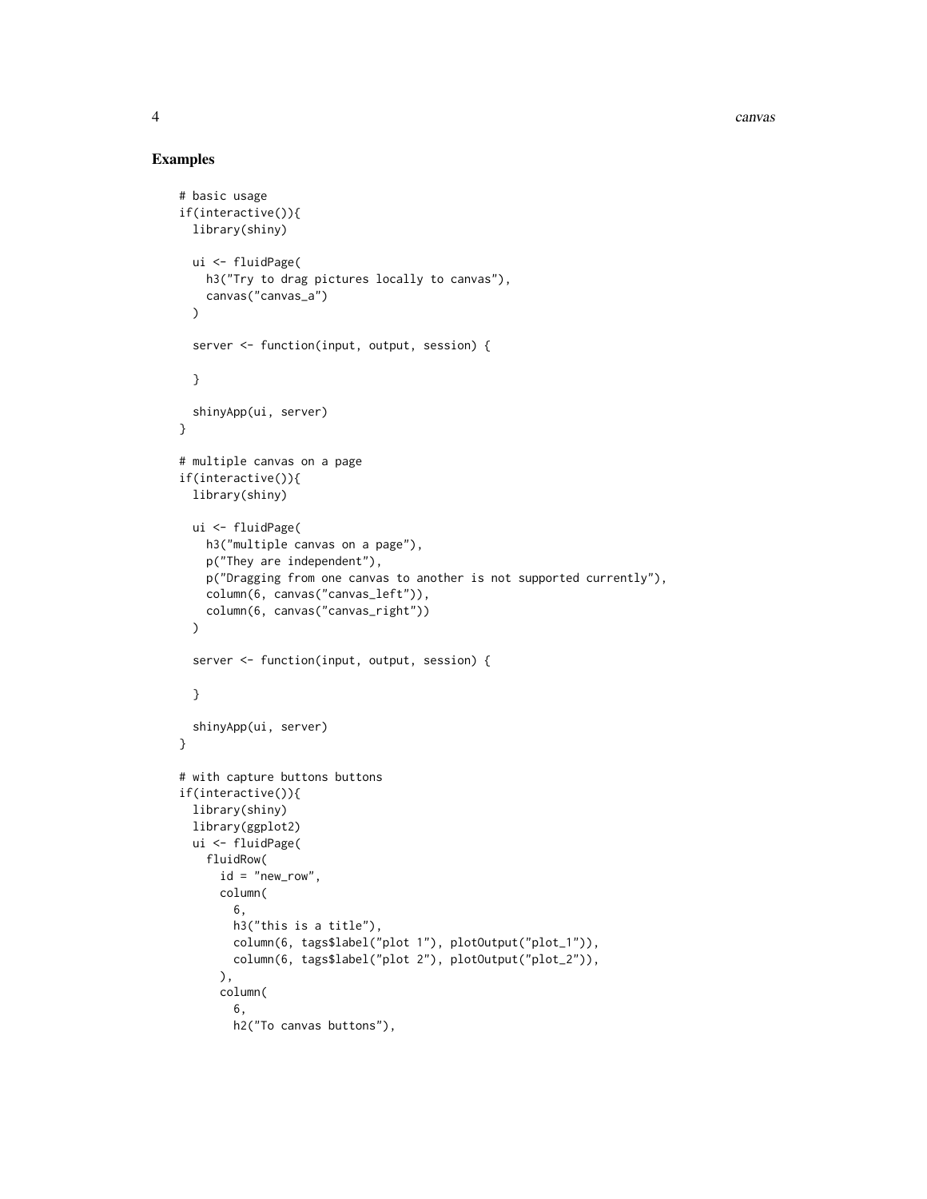## Examples

```
# basic usage
if(interactive()){
  library(shiny)

  ui <- fluidPage(
    h3("Try to drag pictures locally to canvas"),
    canvas("canvas_a")
  )

  server <- function(input, output, session) {

  }

  shinyApp(ui, server)
}

# multiple canvas on a page
if(interactive()){
  library(shiny)

  ui <- fluidPage(
    h3("multiple canvas on a page"),
    p("They are independent"),
    p("Dragging from one canvas to another is not supported currently"),
    column(6, canvas("canvas_left")),
    column(6, canvas("canvas_right"))
  )

  server <- function(input, output, session) {

  }

  shinyApp(ui, server)
}

# with capture buttons buttons
if(interactive()){
  library(shiny)
  library(ggplot2)
  ui <- fluidPage(
    fluidRow(
      id = "new_row",
      column(
        6,
        h3("this is a title"),
        column(6, tags$label("plot 1"), plotOutput("plot_1")),
        column(6, tags$label("plot 2"), plotOutput("plot_2")),
      ),
      column(
        6,
        h2("To canvas buttons"),
```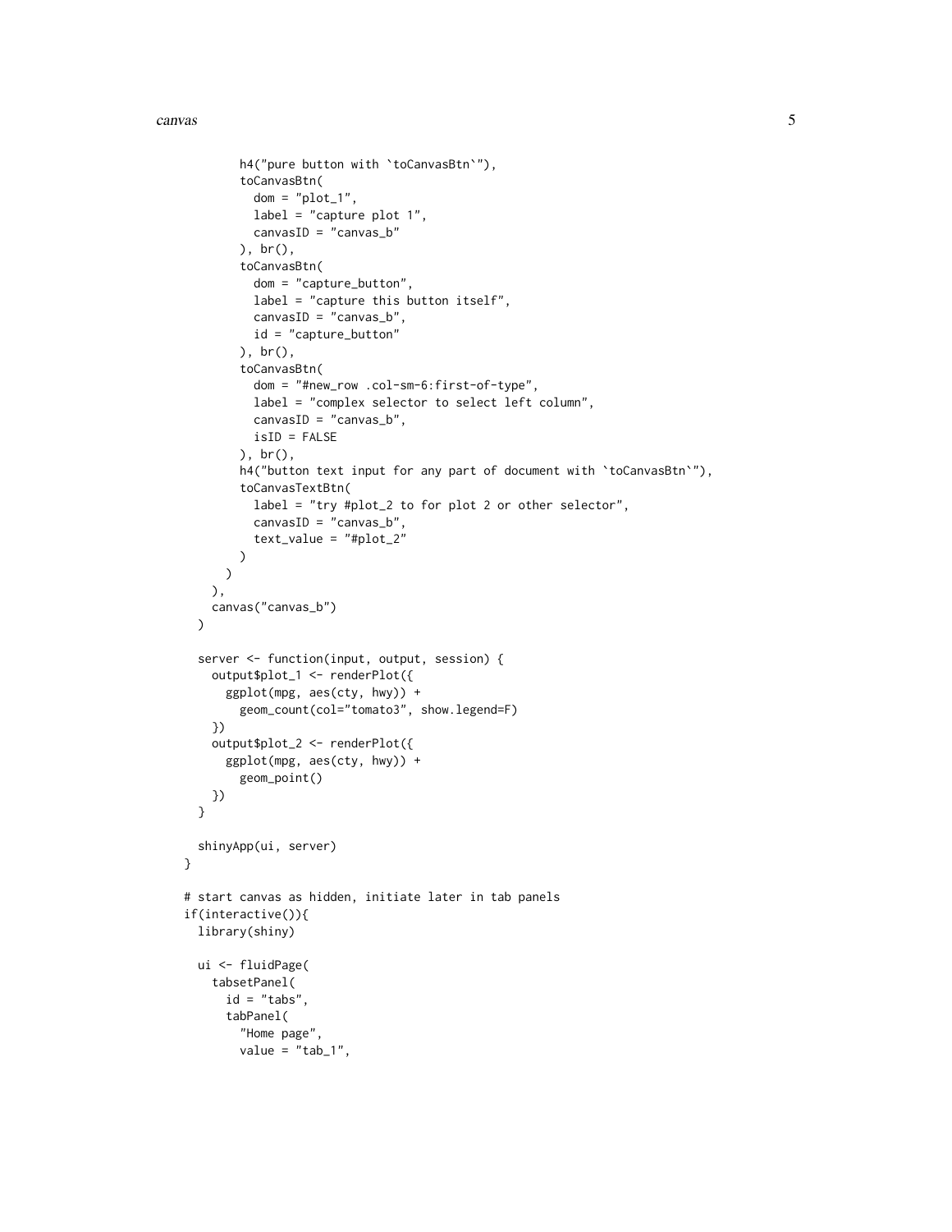```
        h4("pure button with `toCanvasBtn`"),
        toCanvasBtn(
          dom = "plot_1",
          label = "capture plot 1",
          canvasID = "canvas_b"
        ), br(),
        toCanvasBtn(
          dom = "capture_button",
          label = "capture this button itself",
          canvasID = "canvas_b",
          id = "capture_button"
        ), br(),
        toCanvasBtn(
          dom = "#new_row .col-sm-6:first-of-type",
          label = "complex selector to select left column",
          canvasID = "canvas_b",
          isID = FALSE
        ), br(),
        h4("button text input for any part of document with `toCanvasBtn`"),
        toCanvasTextBtn(
          label = "try #plot_2 to for plot 2 or other selector",
          canvasID = "canvas_b",
          text_value = "#plot_2"
        )
      )
    ),
    canvas("canvas_b")
  )

  server <- function(input, output, session) {
    output$plot_1 <- renderPlot({
      ggplot(mpg, aes(cty, hwy)) +
        geom_count(col="tomato3", show.legend=F)
    })
    output$plot_2 <- renderPlot({
      ggplot(mpg, aes(cty, hwy)) +
        geom_point()
    })
  }

  shinyApp(ui, server)
}

# start canvas as hidden, initiate later in tab panels
if(interactive()){
  library(shiny)

  ui <- fluidPage(
    tabsetPanel(
      id = "tabs",
      tabPanel(
        "Home page",
        value = "tab_1",
```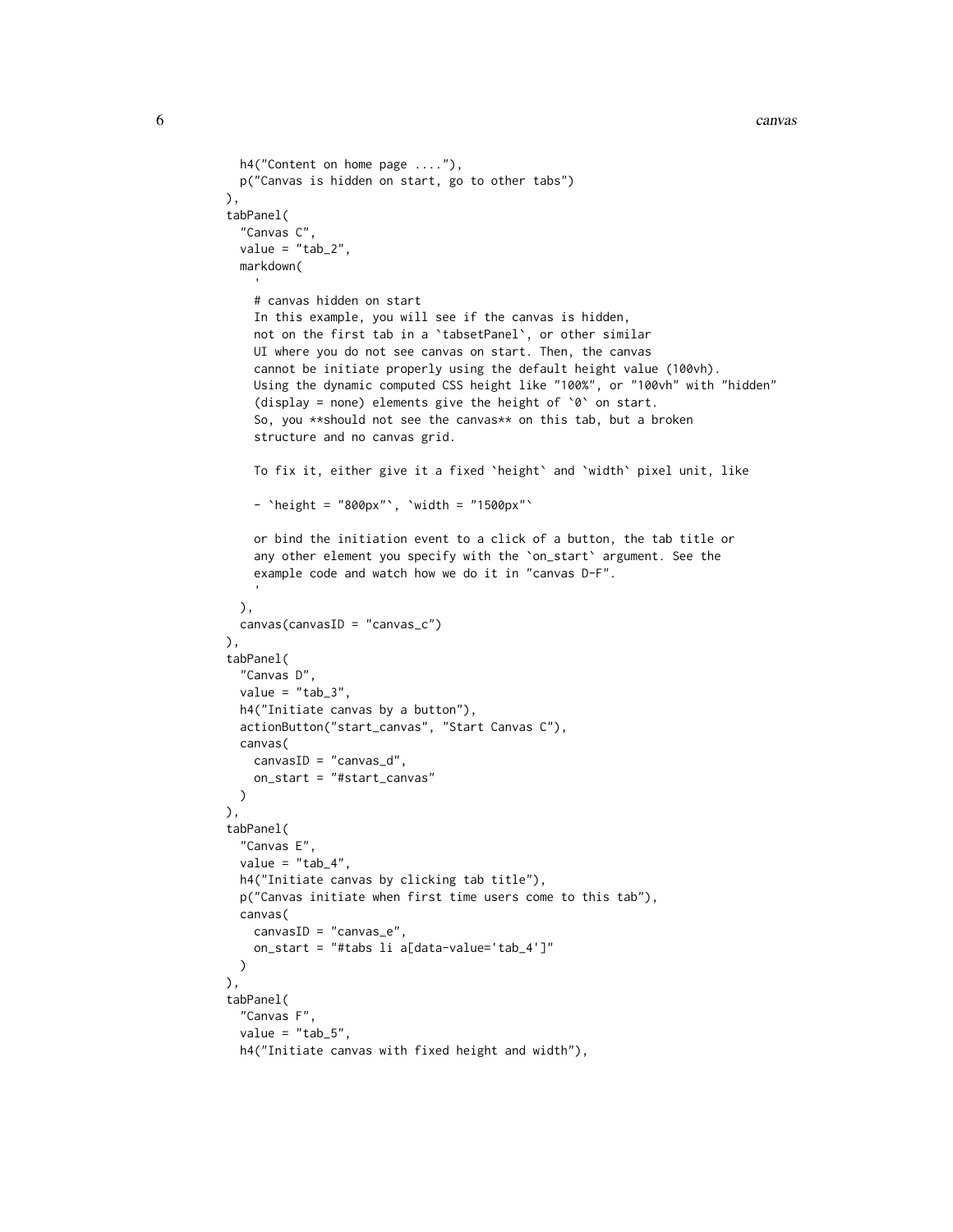```r
      h4("Content on home page ...."),
      p("Canvas is hidden on start, go to other tabs")
    ),
    tabPanel(
      "Canvas C",
      value = "tab_2",
      markdown(
        '
        # canvas hidden on start
        In this example, you will see if the canvas is hidden,
        not on the first tab in a `tabsetPanel`, or other similar
        UI where you do not see canvas on start. Then, the canvas
        cannot be initiate properly using the default height value (100vh).
        Using the dynamic computed CSS height like "100%", or "100vh" with "hidden"
        (display = none) elements give the height of `0` on start.
        So, you **should not see the canvas** on this tab, but a broken
        structure and no canvas grid.

        To fix it, either give it a fixed `height` and `width` pixel unit, like

        - `height = "800px"`, `width = "1500px"`

        or bind the initiation event to a click of a button, the tab title or
        any other element you specify with the `on_start` argument. See the
        example code and watch how we do it in "canvas D-F".
        '
      ),
      canvas(canvasID = "canvas_c")
    ),
    tabPanel(
      "Canvas D",
      value = "tab_3",
      h4("Initiate canvas by a button"),
      actionButton("start_canvas", "Start Canvas C"),
      canvas(
        canvasID = "canvas_d",
        on_start = "#start_canvas"
      )
    ),
    tabPanel(
      "Canvas E",
      value = "tab_4",
      h4("Initiate canvas by clicking tab title"),
      p("Canvas initiate when first time users come to this tab"),
      canvas(
        canvasID = "canvas_e",
        on_start = "#tabs li a[data-value='tab_4']"
      )
    ),
    tabPanel(
      "Canvas F",
      value = "tab_5",
      h4("Initiate canvas with fixed height and width"),
```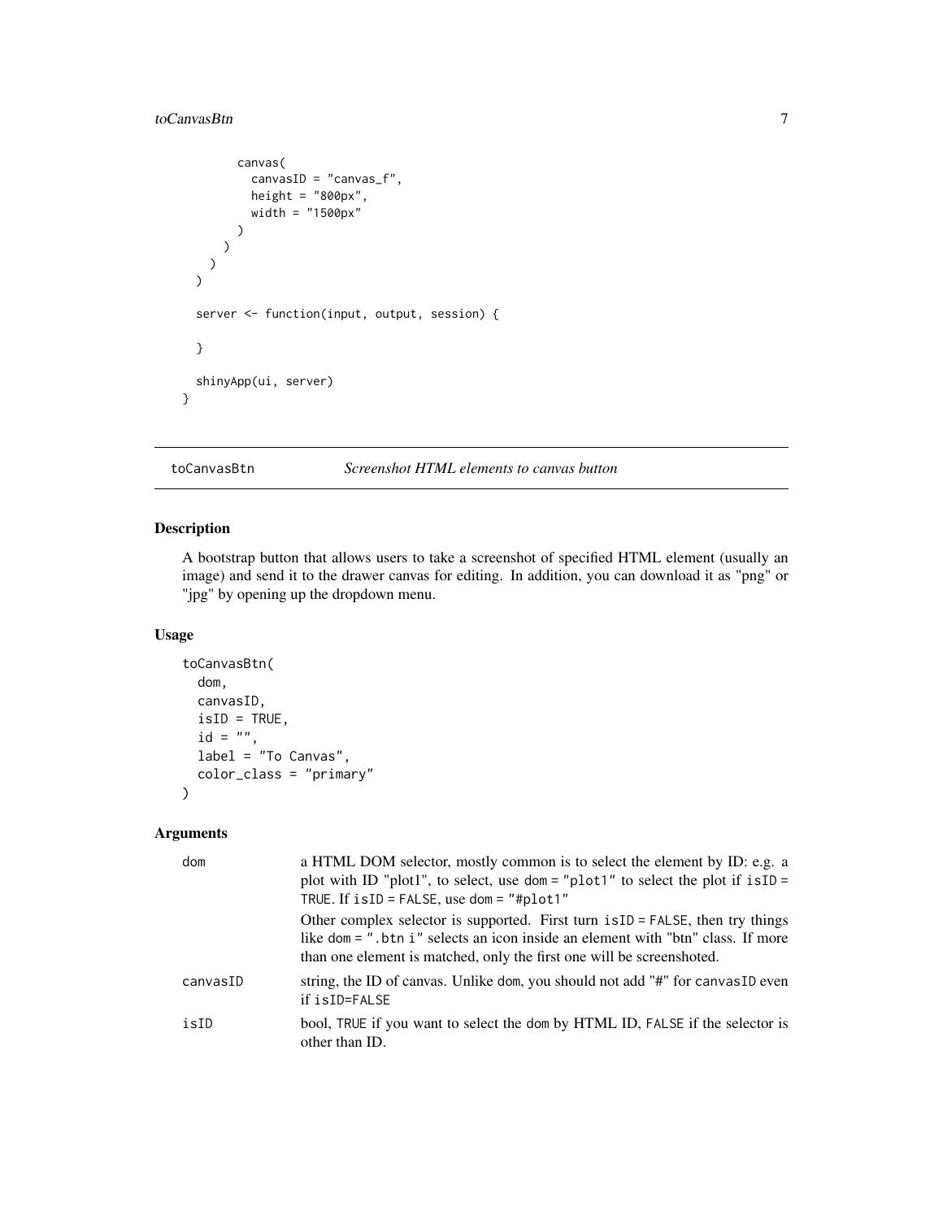```r
        canvas(
          canvasID = "canvas_f",
          height = "800px",
          width = "1500px"
        )
      )
    )
  )

  server <- function(input, output, session) {

  }

  shinyApp(ui, server)
}
```

## toCanvasBtn — *Screenshot HTML elements to canvas button*

### Description

A bootstrap button that allows users to take a screenshot of specified HTML element (usually an image) and send it to the drawer canvas for editing. In addition, you can download it as "png" or "jpg" by opening up the dropdown menu.

### Usage

```r
toCanvasBtn(
  dom,
  canvasID,
  isID = TRUE,
  id = "",
  label = "To Canvas",
  color_class = "primary"
)
```

### Arguments

| | |
|---|---|
| dom | a HTML DOM selector, mostly common is to select the element by ID: e.g. a plot with ID "plot1", to select, use `dom = "plot1"` to select the plot if `isID = TRUE`. If `isID = FALSE`, use `dom = "#plot1"`<br><br>Other complex selector is supported. First turn `isID = FALSE`, then try things like `dom = ".btn i"` selects an icon inside an element with "btn" class. If more than one element is matched, only the first one will be screenshoted. |
| canvasID | string, the ID of canvas. Unlike `dom`, you should not add "#" for `canvasID` even if `isID=FALSE` |
| isID | bool, `TRUE` if you want to select the dom by HTML ID, `FALSE` if the selector is other than ID. |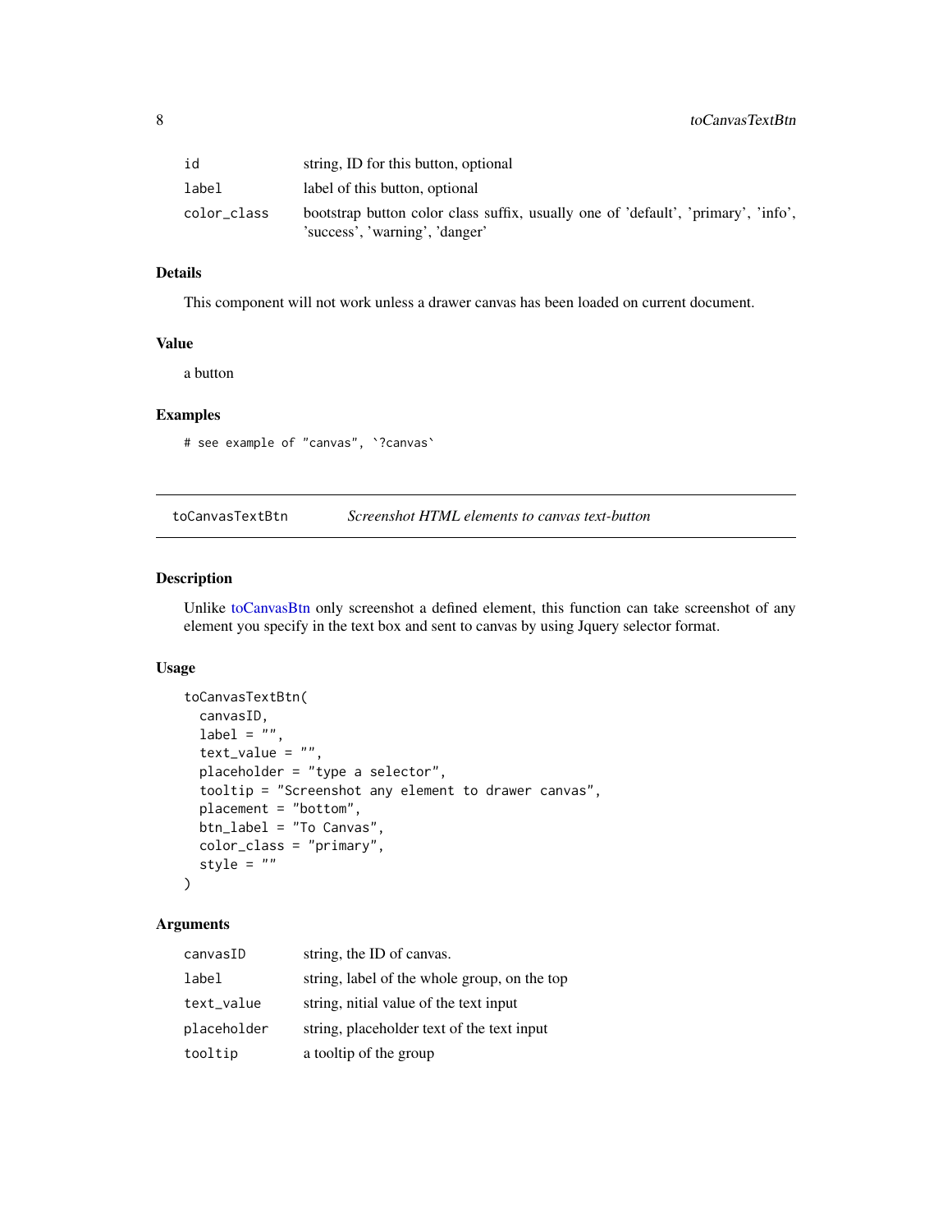| | |
|---|---|
| id | string, ID for this button, optional |
| label | label of this button, optional |
| color_class | bootstrap button color class suffix, usually one of 'default', 'primary', 'info', 'success', 'warning', 'danger' |

### Details

This component will not work unless a drawer canvas has been loaded on current document.

### Value

a button

### Examples

```
# see example of "canvas", `?canvas`
```

## toCanvasTextBtn *Screenshot HTML elements to canvas text-button*

### Description

Unlike toCanvasBtn only screenshot a defined element, this function can take screenshot of any element you specify in the text box and sent to canvas by using Jquery selector format.

### Usage

```
toCanvasTextBtn(
  canvasID,
  label = "",
  text_value = "",
  placeholder = "type a selector",
  tooltip = "Screenshot any element to drawer canvas",
  placement = "bottom",
  btn_label = "To Canvas",
  color_class = "primary",
  style = ""
)
```

### Arguments

| | |
|---|---|
| canvasID | string, the ID of canvas. |
| label | string, label of the whole group, on the top |
| text_value | string, nitial value of the text input |
| placeholder | string, placeholder text of the text input |
| tooltip | a tooltip of the group |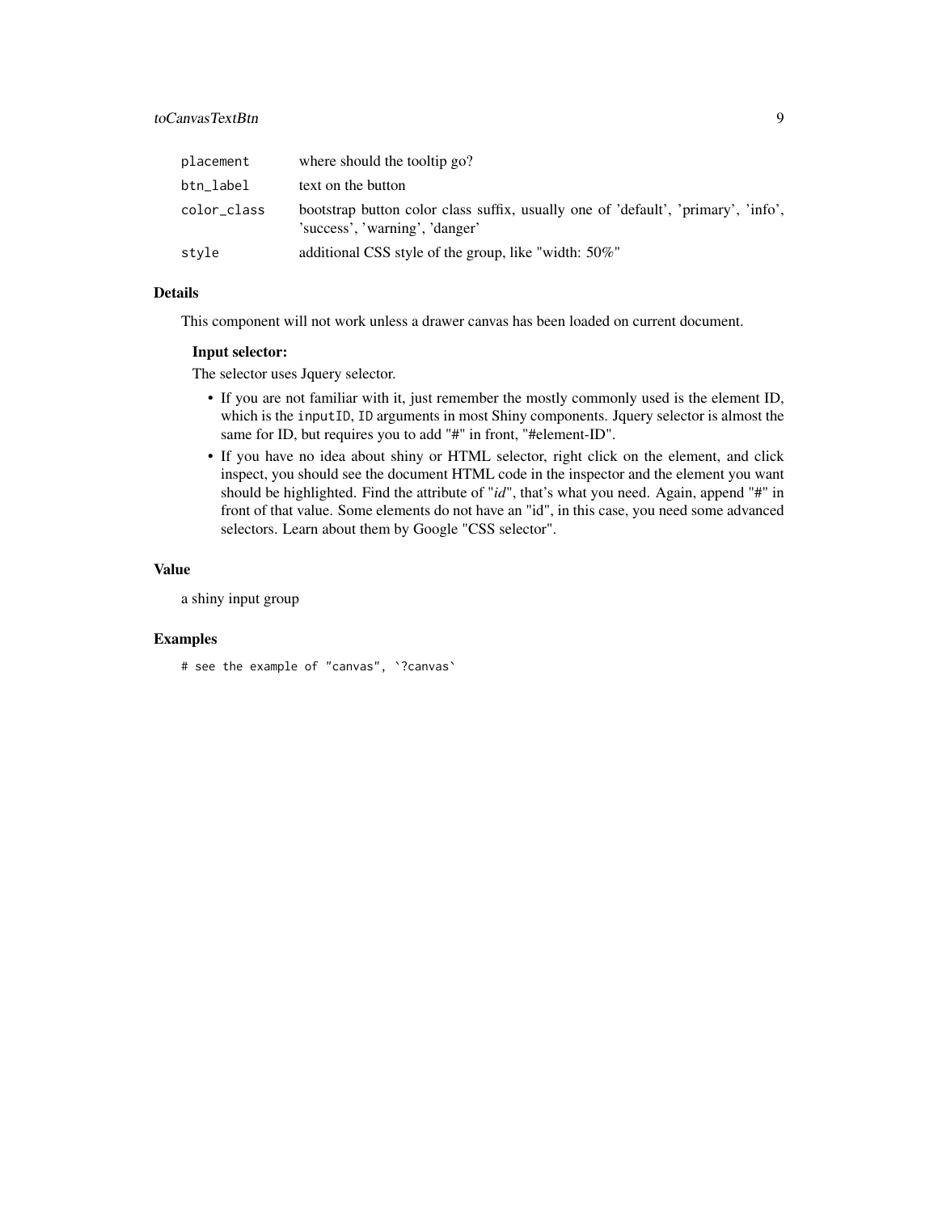| | |
|---|---|
| `placement` | where should the tooltip go? |
| `btn_label` | text on the button |
| `color_class` | bootstrap button color class suffix, usually one of 'default', 'primary', 'info', 'success', 'warning', 'danger' |
| `style` | additional CSS style of the group, like "width: 50%" |

## Details

This component will not work unless a drawer canvas has been loaded on current document.

### Input selector:

The selector uses Jquery selector.

- If you are not familiar with it, just remember the mostly commonly used is the element ID, which is the `inputID`, `ID` arguments in most Shiny components. Jquery selector is almost the same for ID, but requires you to add "#" in front, "#element-ID".
- If you have no idea about shiny or HTML selector, right click on the element, and click inspect, you should see the document HTML code in the inspector and the element you want should be highlighted. Find the attribute of "*id*", that's what you need. Again, append "#" in front of that value. Some elements do not have an "id", in this case, you need some advanced selectors. Learn about them by Google "CSS selector".

## Value

a shiny input group

## Examples

```
# see the example of "canvas", `?canvas`
```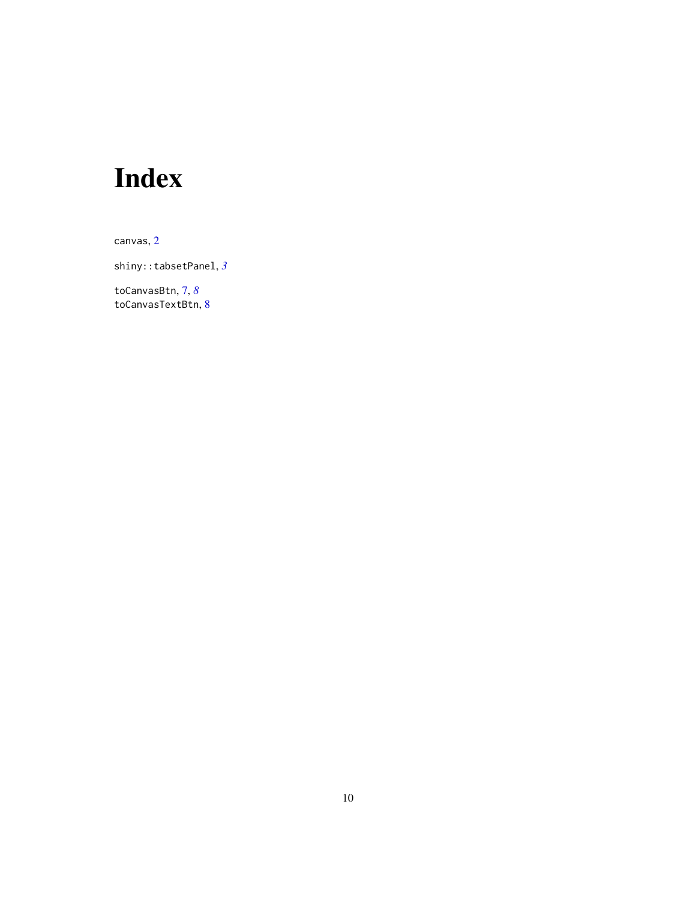# Index

canvas, 2

shiny::tabsetPanel, *3*

toCanvasBtn, 7, *8*
toCanvasTextBtn, 8